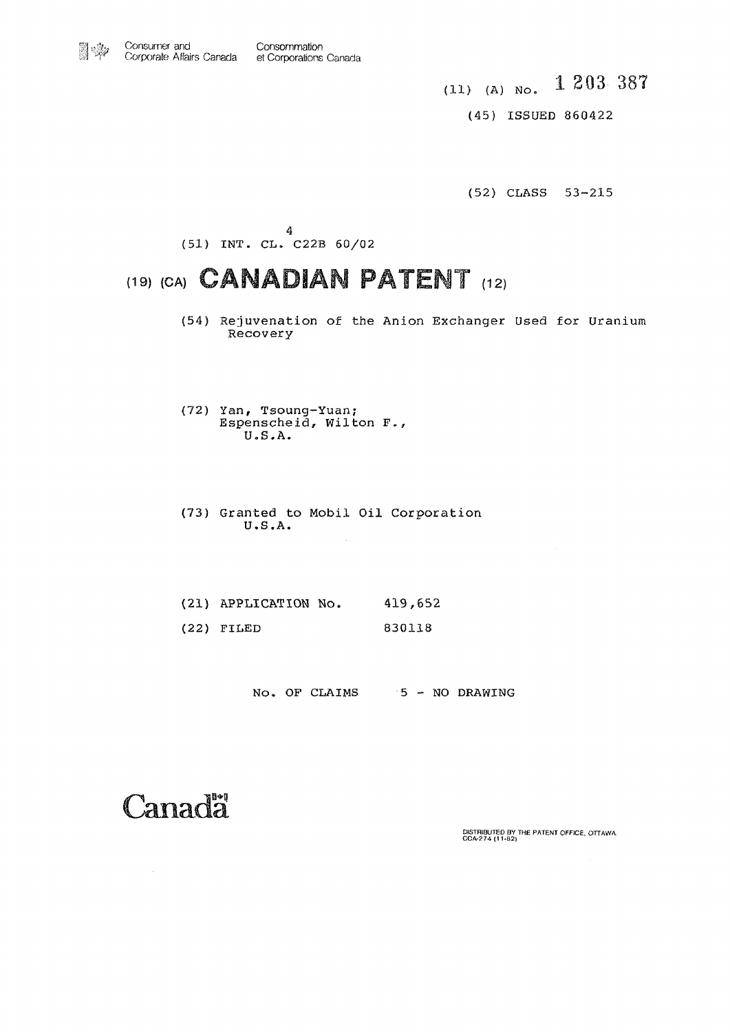Consumer and Corporate Affairs Canada    Consommation et Corporations Canada

(11) (A) No. 1 203 387

(45) ISSUED 860422

(52) CLASS 53-215

(51) INT. CL.[4] C22B 60/02

# (19) (CA) CANADIAN PATENT (12)

(54) Rejuvenation of the Anion Exchanger Used for Uranium Recovery

(72) Yan, Tsoung-Yuan;
Espenscheid, Wilton F.,
U.S.A.

(73) Granted to Mobil Oil Corporation
U.S.A.

(21) APPLICATION No. 419,652

(22) FILED 830118

No. OF CLAIMS 5 - NO DRAWING

Canada

DISTRIBUTED BY THE PATENT OFFICE, OTTAWA.
CCA-274 (11-82)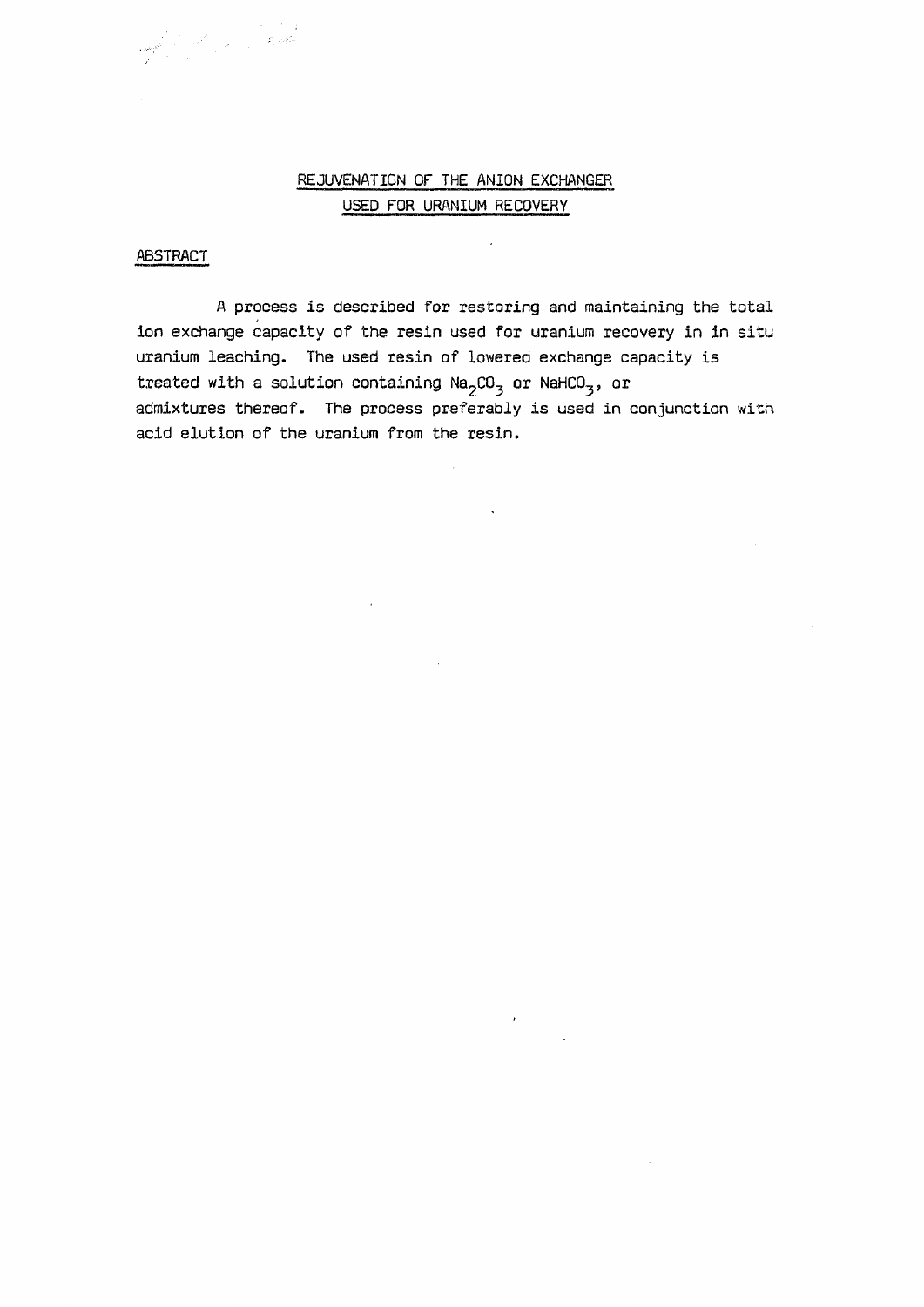# REJUVENATION OF THE ANION EXCHANGER USED FOR URANIUM RECOVERY

## ABSTRACT

A process is described for restoring and maintaining the total ion exchange capacity of the resin used for uranium recovery in in situ uranium leaching. The used resin of lowered exchange capacity is treated with a solution containing $Na_2CO_3$ or $NaHCO_3$, or admixtures thereof. The process preferably is used in conjunction with acid elution of the uranium from the resin.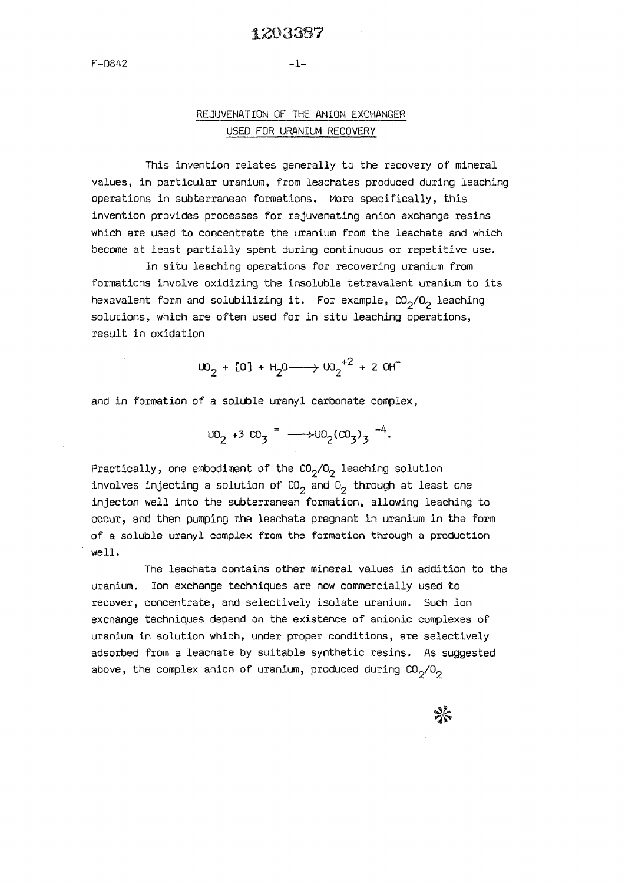# REJUVENATION OF THE ANION EXCHANGER USED FOR URANIUM RECOVERY

This invention relates generally to the recovery of mineral values, in particular uranium, from leachates produced during leaching operations in subterranean formations. More specifically, this invention provides processes for rejuvenating anion exchange resins which are used to concentrate the uranium from the leachate and which become at least partially spent during continuous or repetitive use.

In situ leaching operations for recovering uranium from formations involve oxidizing the insoluble tetravalent uranium to its hexavalent form and solubilizing it. For example, $CO_2/O_2$ leaching solutions, which are often used for in situ leaching operations, result in oxidation

$$UO_2 + [O] + H_2O \longrightarrow UO_2^{+2} + 2\ OH^-$$

and in formation of a soluble uranyl carbonate complex,

$$UO_2 + 3\ CO_3^{=} \longrightarrow UO_2(CO_3)_3^{-4}.$$

Practically, one embodiment of the $CO_2/O_2$ leaching solution involves injecting a solution of $CO_2$ and $O_2$ through at least one injecton well into the subterranean formation, allowing leaching to occur, and then pumping the leachate pregnant in uranium in the form of a soluble uranyl complex from the formation through a production well.

The leachate contains other mineral values in addition to the uranium. Ion exchange techniques are now commercially used to recover, concentrate, and selectively isolate uranium. Such ion exchange techniques depend on the existence of anionic complexes of uranium in solution which, under proper conditions, are selectively adsorbed from a leachate by suitable synthetic resins. As suggested above, the complex anion of uranium, produced during $CO_2/O_2$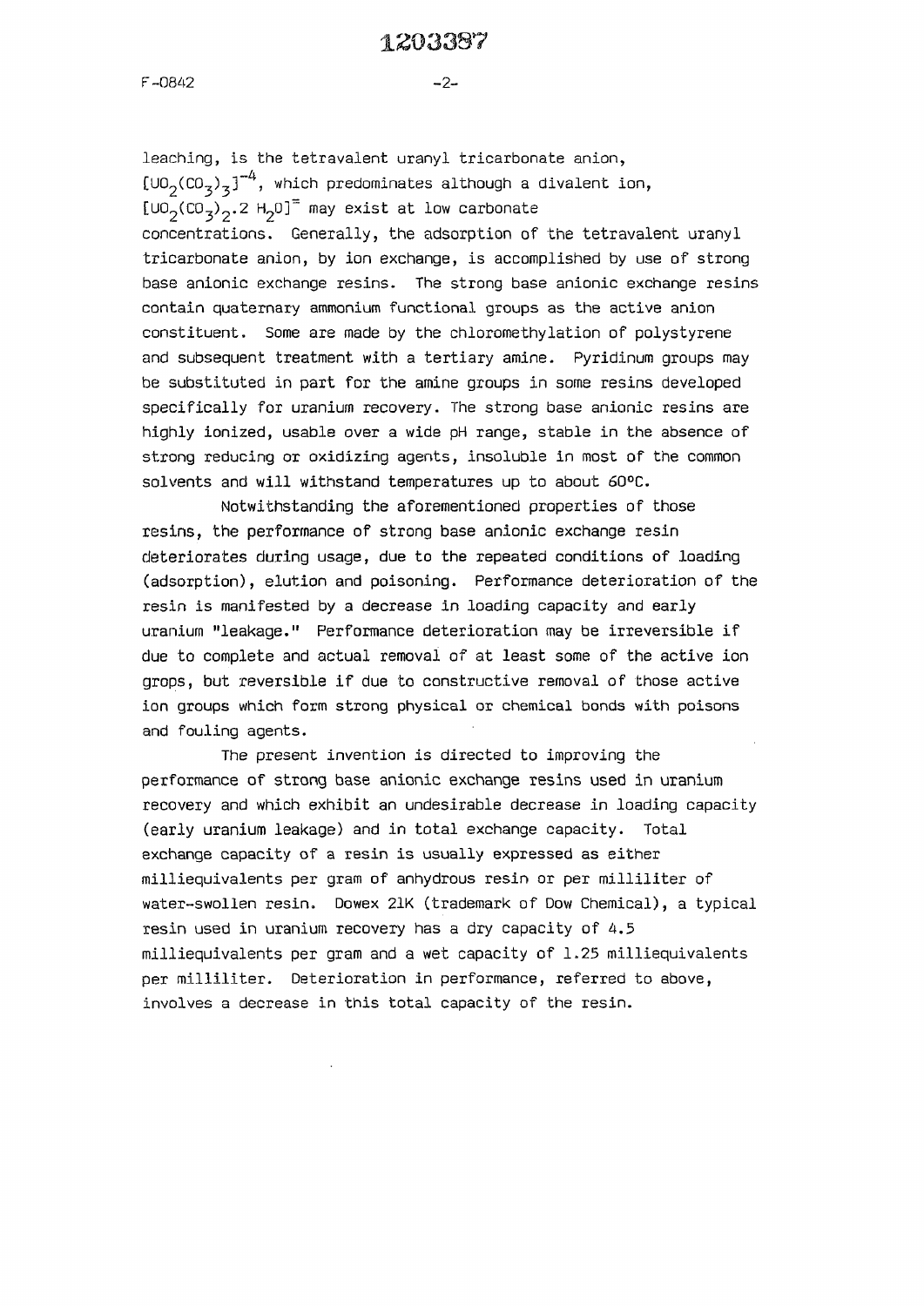leaching, is the tetravalent uranyl tricarbonate anion, $[UO_2(CO_3)_3]^{-4}$, which predominates although a divalent ion, $[UO_2(CO_3)_2.2\ H_2O]^{=}$ may exist at low carbonate concentrations. Generally, the adsorption of the tetravalent uranyl tricarbonate anion, by ion exchange, is accomplished by use of strong base anionic exchange resins. The strong base anionic exchange resins contain quaternary ammonium functional groups as the active anion constituent. Some are made by the chloromethylation of polystyrene and subsequent treatment with a tertiary amine. Pyridinum groups may be substituted in part for the amine groups in some resins developed specifically for uranium recovery. The strong base anionic resins are highly ionized, usable over a wide pH range, stable in the absence of strong reducing or oxidizing agents, insoluble in most of the common solvents and will withstand temperatures up to about 60°C.

Notwithstanding the aforementioned properties of those resins, the performance of strong base anionic exchange resin deteriorates during usage, due to the repeated conditions of loading (adsorption), elution and poisoning. Performance deterioration of the resin is manifested by a decrease in loading capacity and early uranium "leakage." Performance deterioration may be irreversible if due to complete and actual removal of at least some of the active ion grops, but reversible if due to constructive removal of those active ion groups which form strong physical or chemical bonds with poisons and fouling agents.

The present invention is directed to improving the performance of strong base anionic exchange resins used in uranium recovery and which exhibit an undesirable decrease in loading capacity (early uranium leakage) and in total exchange capacity. Total exchange capacity of a resin is usually expressed as either milliequivalents per gram of anhydrous resin or per milliliter of water-swollen resin. Dowex 21K (trademark of Dow Chemical), a typical resin used in uranium recovery has a dry capacity of 4.5 milliequivalents per gram and a wet capacity of 1.25 milliequivalents per milliliter. Deterioration in performance, referred to above, involves a decrease in this total capacity of the resin.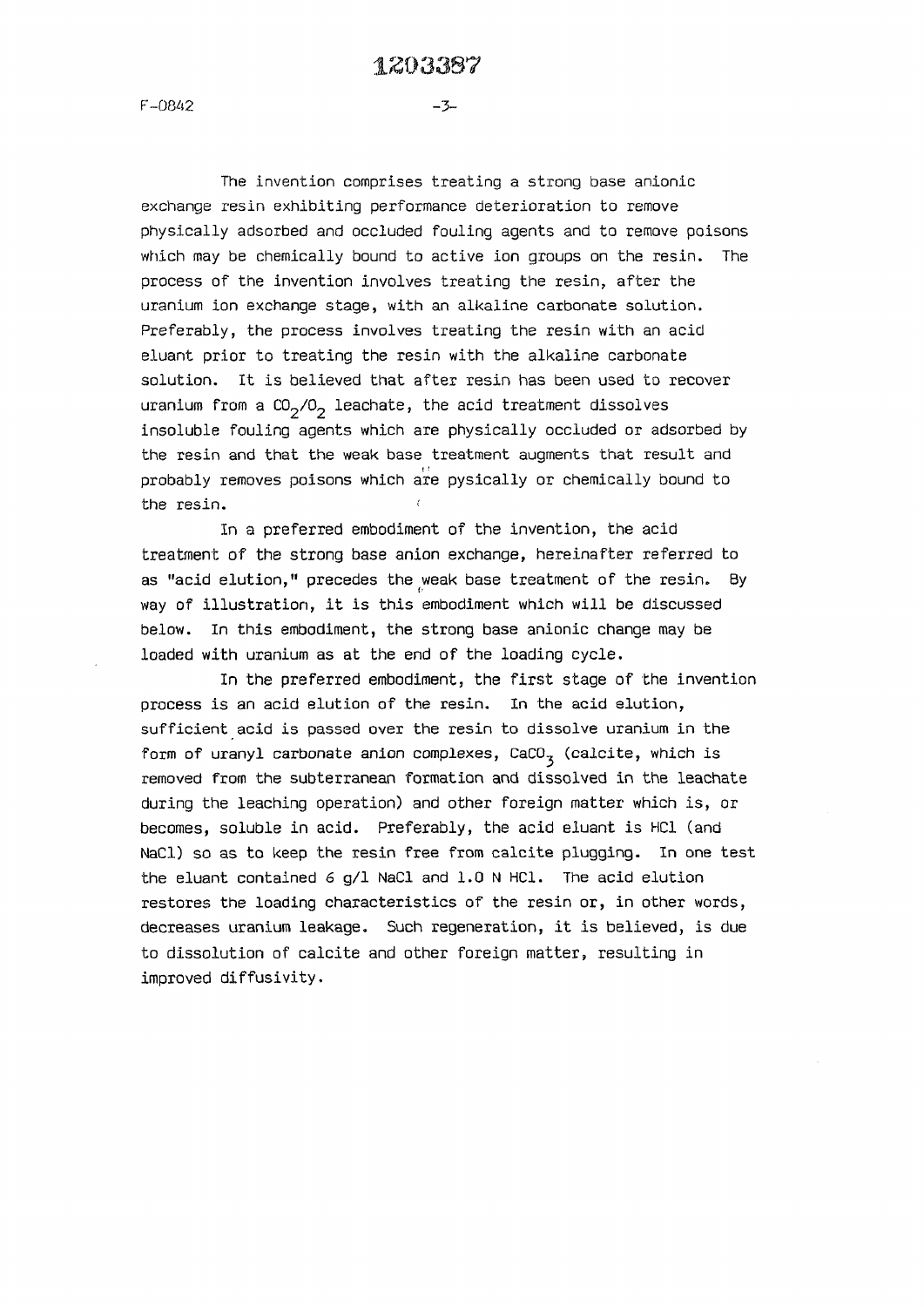The invention comprises treating a strong base anionic exchange resin exhibiting performance deterioration to remove physically adsorbed and occluded fouling agents and to remove poisons which may be chemically bound to active ion groups on the resin. The process of the invention involves treating the resin, after the uranium ion exchange stage, with an alkaline carbonate solution. Preferably, the process involves treating the resin with an acid eluant prior to treating the resin with the alkaline carbonate solution. It is believed that after resin has been used to recover uranium from a $CO_2/O_2$ leachate, the acid treatment dissolves insoluble fouling agents which are physically occluded or adsorbed by the resin and that the weak base treatment augments that result and probably removes poisons which are pysically or chemically bound to the resin.

In a preferred embodiment of the invention, the acid treatment of the strong base anion exchange, hereinafter referred to as "acid elution," precedes the weak base treatment of the resin. By way of illustration, it is this embodiment which will be discussed below. In this embodiment, the strong base anionic change may be loaded with uranium as at the end of the loading cycle.

In the preferred embodiment, the first stage of the invention process is an acid elution of the resin. In the acid elution, sufficient acid is passed over the resin to dissolve uranium in the form of uranyl carbonate anion complexes, $CaCO_3$ (calcite, which is removed from the subterranean formation and dissolved in the leachate during the leaching operation) and other foreign matter which is, or becomes, soluble in acid. Preferably, the acid eluant is HCl (and NaCl) so as to keep the resin free from calcite plugging. In one test the eluant contained 6 g/l NaCl and 1.0 N HCl. The acid elution restores the loading characteristics of the resin or, in other words, decreases uranium leakage. Such regeneration, it is believed, is due to dissolution of calcite and other foreign matter, resulting in improved diffusivity.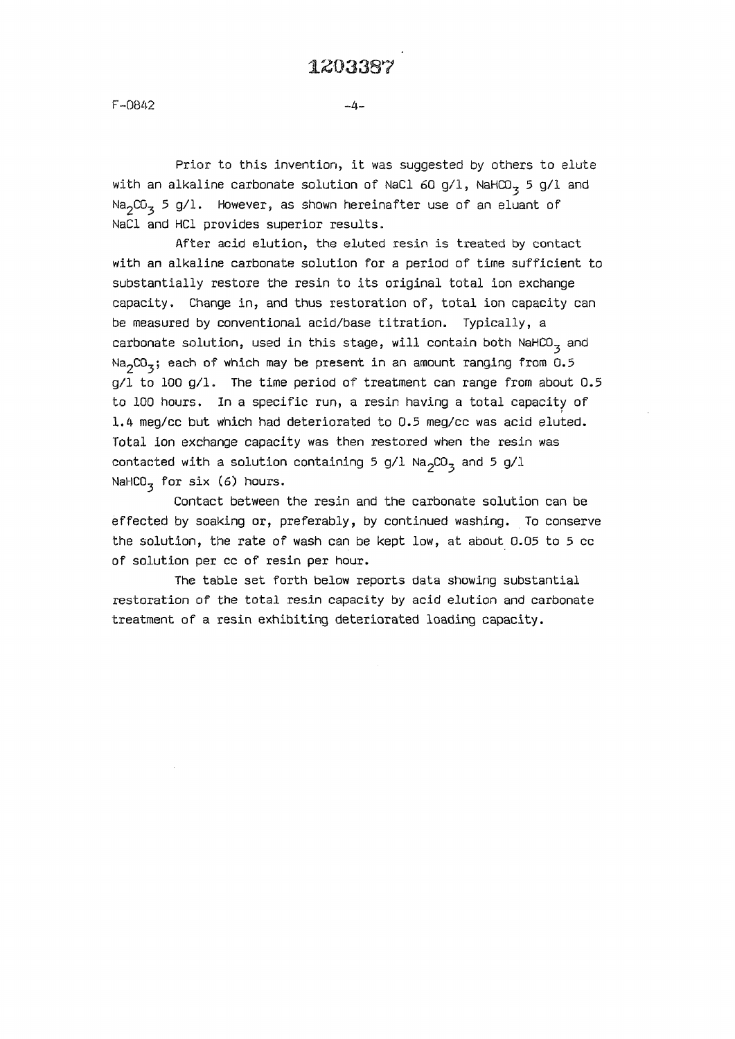Prior to this invention, it was suggested by others to elute with an alkaline carbonate solution of NaCl 60 g/l, $NaHCO_3$ 5 g/l and $Na_2CO_3$ 5 g/l. However, as shown hereinafter use of an eluant of NaCl and HCl provides superior results.

After acid elution, the eluted resin is treated by contact with an alkaline carbonate solution for a period of time sufficient to substantially restore the resin to its original total ion exchange capacity. Change in, and thus restoration of, total ion capacity can be measured by conventional acid/base titration. Typically, a carbonate solution, used in this stage, will contain both $NaHCO_3$ and $Na_2CO_3$; each of which may be present in an amount ranging from 0.5 g/l to 100 g/l. The time period of treatment can range from about 0.5 to 100 hours. In a specific run, a resin having a total capacity of 1.4 meg/cc but which had deteriorated to 0.5 meg/cc was acid eluted. Total ion exchange capacity was then restored when the resin was contacted with a solution containing 5 g/l $Na_2CO_3$ and 5 g/l $NaHCO_3$ for six (6) hours.

Contact between the resin and the carbonate solution can be effected by soaking or, preferably, by continued washing. To conserve the solution, the rate of wash can be kept low, at about 0.05 to 5 cc of solution per cc of resin per hour.

The table set forth below reports data showing substantial restoration of the total resin capacity by acid elution and carbonate treatment of a resin exhibiting deteriorated loading capacity.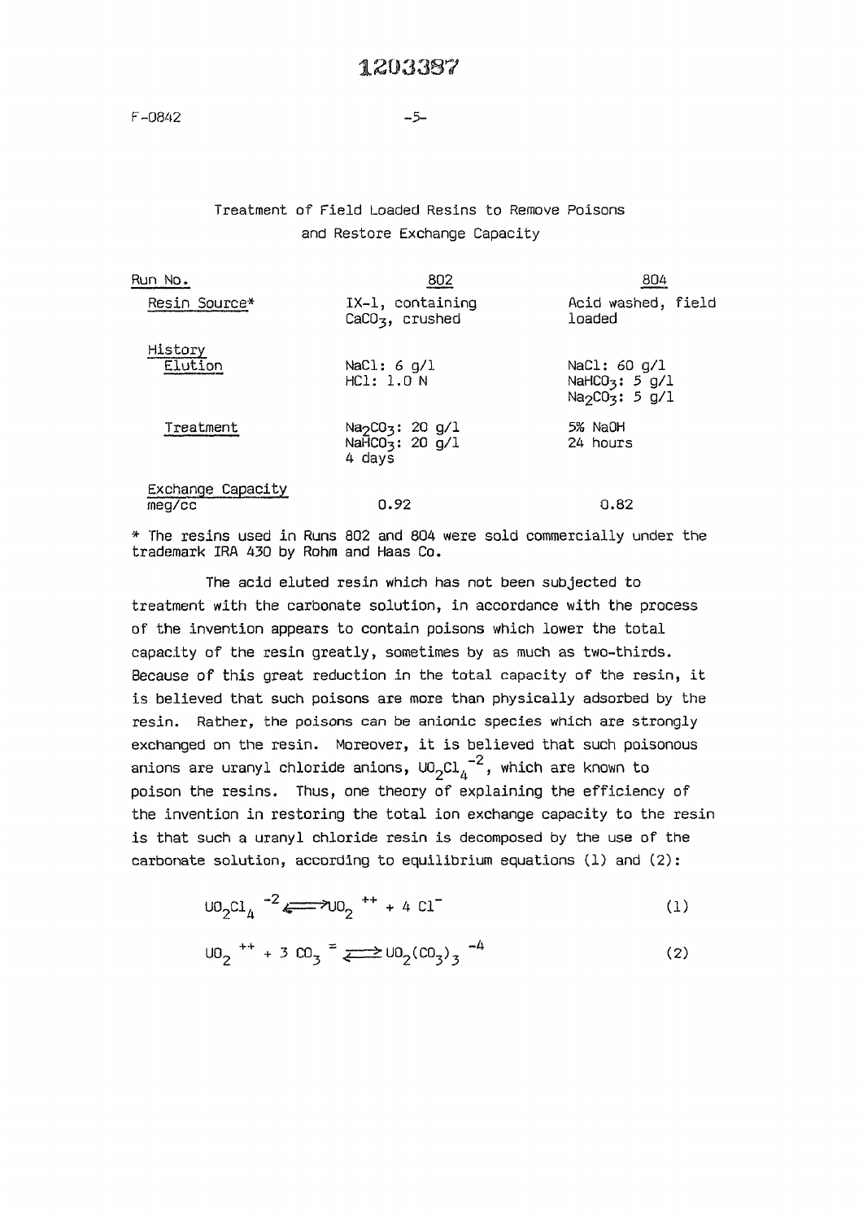Treatment of Field Loaded Resins to Remove Poisons and Restore Exchange Capacity

| Run No. | 802 | 804 |
|---|---|---|
| Resin Source* | IX-1, containing $CaCO_3$, crushed | Acid washed, field loaded |
| History | | |
| Elution | NaCl: 6 g/l<br>HCl: 1.0 N | NaCl: 60 g/l<br>$NaHCO_3$: 5 g/l<br>$Na_2CO_3$: 5 g/l |
| Treatment | $Na_2CO_3$: 20 g/l<br>$NaHCO_3$: 20 g/l<br>4 days | 5% NaOH<br>24 hours |
| Exchange Capacity meq/cc | 0.92 | 0.82 |

* The resins used in Runs 802 and 804 were sold commercially under the trademark IRA 430 by Rohm and Haas Co.

The acid eluted resin which has not been subjected to treatment with the carbonate solution, in accordance with the process of the invention appears to contain poisons which lower the total capacity of the resin greatly, sometimes by as much as two-thirds. Because of this great reduction in the total capacity of the resin, it is believed that such poisons are more than physically adsorbed by the resin. Rather, the poisons can be anionic species which are strongly exchanged on the resin. Moreover, it is believed that such poisonous anions are uranyl chloride anions, $UO_2Cl_4^{-2}$, which are known to poison the resins. Thus, one theory of explaining the efficiency of the invention in restoring the total ion exchange capacity to the resin is that such a uranyl chloride resin is decomposed by the use of the carbonate solution, according to equilibrium equations (1) and (2):

$$UO_2Cl_4^{-2} \rightleftharpoons UO_2^{++} + 4\,Cl^- \qquad (1)$$

$$UO_2^{++} + 3\,CO_3^{=} \rightleftharpoons UO_2(CO_3)_3^{-4} \qquad (2)$$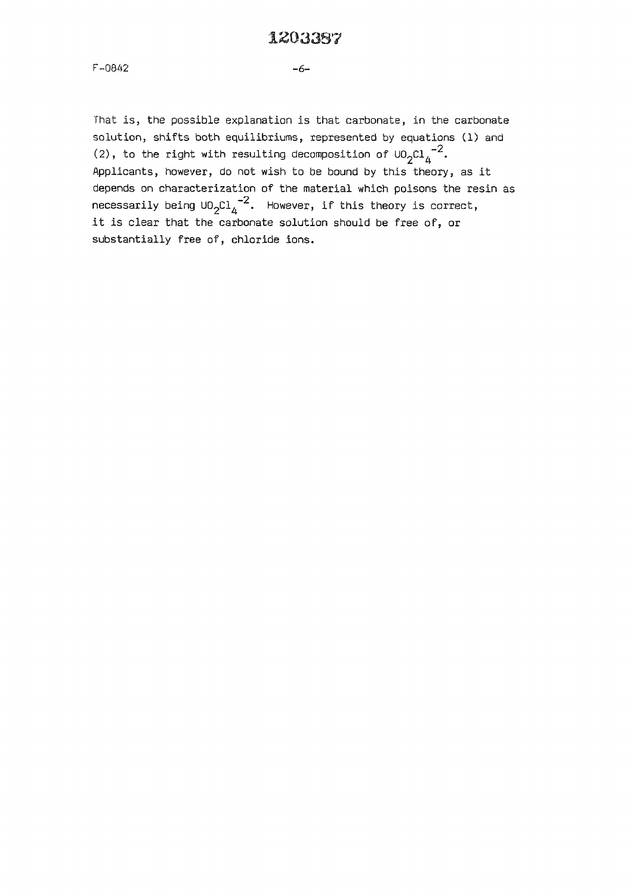That is, the possible explanation is that carbonate, in the carbonate solution, shifts both equilibriums, represented by equations (1) and (2), to the right with resulting decomposition of $UO_2Cl_4^{-2}$. Applicants, however, do not wish to be bound by this theory, as it depends on characterization of the material which poisons the resin as necessarily being $UO_2Cl_4^{-2}$. However, if this theory is correct, it is clear that the carbonate solution should be free of, or substantially free of, chloride ions.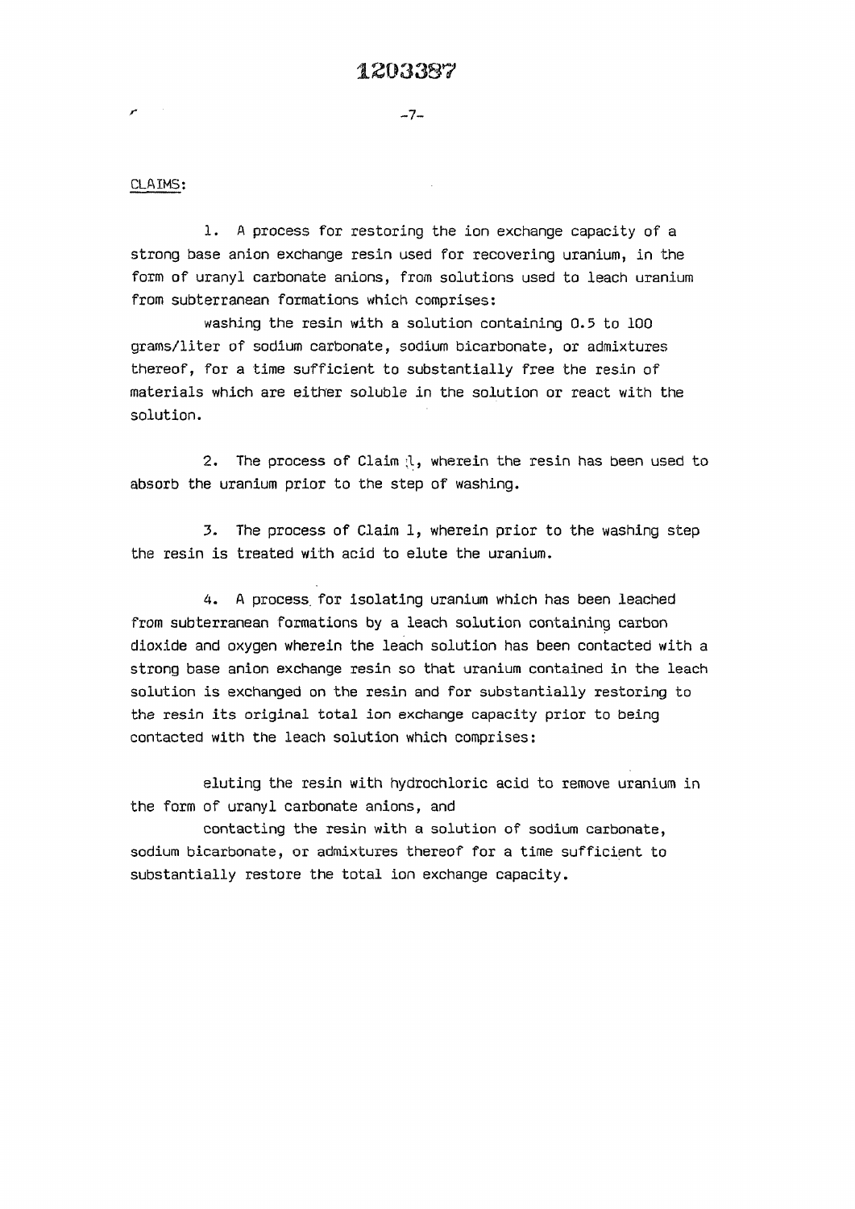CLAIMS:

1. A process for restoring the ion exchange capacity of a strong base anion exchange resin used for recovering uranium, in the form of uranyl carbonate anions, from solutions used to leach uranium from subterranean formations which comprises:

washing the resin with a solution containing 0.5 to 100 grams/liter of sodium carbonate, sodium bicarbonate, or admixtures thereof, for a time sufficient to substantially free the resin of materials which are either soluble in the solution or react with the solution.

2. The process of Claim 1, wherein the resin has been used to absorb the uranium prior to the step of washing.

3. The process of Claim 1, wherein prior to the washing step the resin is treated with acid to elute the uranium.

4. A process for isolating uranium which has been leached from subterranean formations by a leach solution containing carbon dioxide and oxygen wherein the leach solution has been contacted with a strong base anion exchange resin so that uranium contained in the leach solution is exchanged on the resin and for substantially restoring to the resin its original total ion exchange capacity prior to being contacted with the leach solution which comprises:

eluting the resin with hydrochloric acid to remove uranium in the form of uranyl carbonate anions, and

contacting the resin with a solution of sodium carbonate, sodium bicarbonate, or admixtures thereof for a time sufficient to substantially restore the total ion exchange capacity.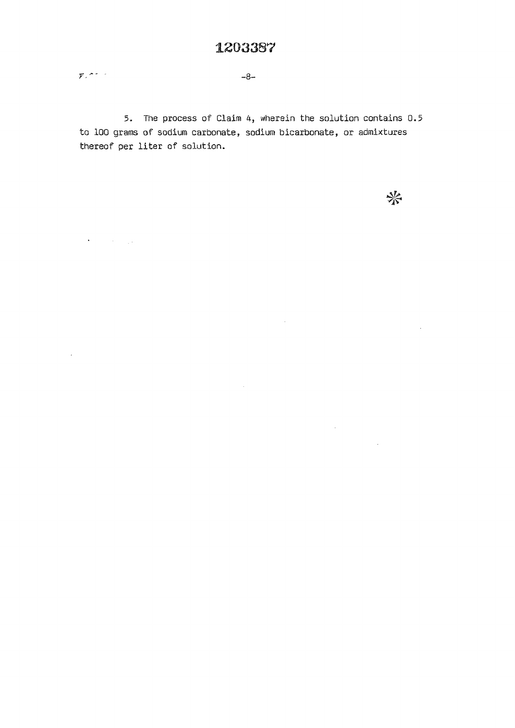5. The process of Claim 4, wherein the solution contains 0.5 to 100 grams of sodium carbonate, sodium bicarbonate, or admixtures thereof per liter of solution.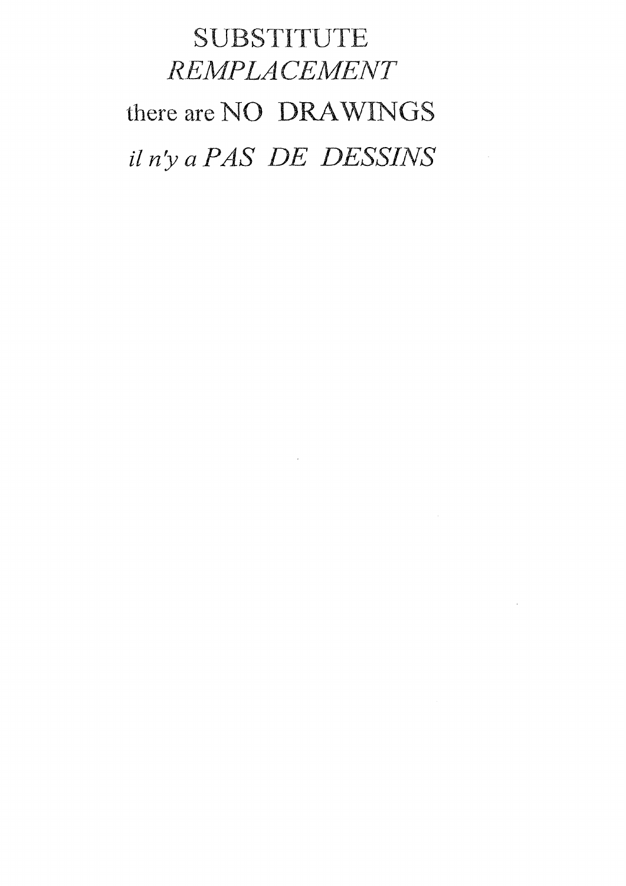SUBSTITUTE

*REMPLACEMENT*

there are NO DRAWINGS

*il n'y a PAS DE DESSINS*